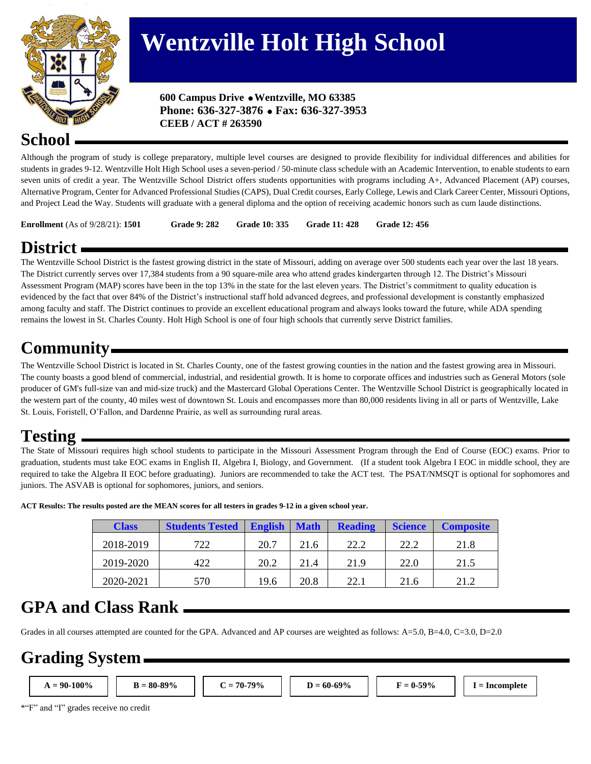# Wentzville Holt High School

**600 Campus Drive • Wentzville, MO 63385**
**Phone: 636-327-3876 • Fax: 636-327-3953**
**CEEB / ACT # 263590**

## School

Although the program of study is college preparatory, multiple level courses are designed to provide flexibility for individual differences and abilities for students in grades 9-12. Wentzville Holt High School uses a seven-period / 50-minute class schedule with an Academic Intervention, to enable students to earn seven units of credit a year. The Wentzville School District offers students opportunities with programs including A+, Advanced Placement (AP) courses, Alternative Program, Center for Advanced Professional Studies (CAPS), Dual Credit courses, Early College, Lewis and Clark Career Center, Missouri Options, and Project Lead the Way. Students will graduate with a general diploma and the option of receiving academic honors such as cum laude distinctions.

**Enrollment** (As of 9/28/21): **1501** **Grade 9: 282** **Grade 10: 335** **Grade 11: 428** **Grade 12: 456**

## District

The Wentzville School District is the fastest growing district in the state of Missouri, adding on average over 500 students each year over the last 18 years. The District currently serves over 17,384 students from a 90 square-mile area who attend grades kindergarten through 12. The District's Missouri Assessment Program (MAP) scores have been in the top 13% in the state for the last eleven years. The District's commitment to quality education is evidenced by the fact that over 84% of the District's instructional staff hold advanced degrees, and professional development is constantly emphasized among faculty and staff. The District continues to provide an excellent educational program and always looks toward the future, while ADA spending remains the lowest in St. Charles County. Holt High School is one of four high schools that currently serve District families.

## Community

The Wentzville School District is located in St. Charles County, one of the fastest growing counties in the nation and the fastest growing area in Missouri. The county boasts a good blend of commercial, industrial, and residential growth. It is home to corporate offices and industries such as General Motors (sole producer of GM's full-size van and mid-size truck) and the Mastercard Global Operations Center. The Wentzville School District is geographically located in the western part of the county, 40 miles west of downtown St. Louis and encompasses more than 80,000 residents living in all or parts of Wentzville, Lake St. Louis, Foristell, O'Fallon, and Dardenne Prairie, as well as surrounding rural areas.

## Testing

The State of Missouri requires high school students to participate in the Missouri Assessment Program through the End of Course (EOC) exams. Prior to graduation, students must take EOC exams in English II, Algebra I, Biology, and Government. (If a student took Algebra I EOC in middle school, they are required to take the Algebra II EOC before graduating). Juniors are recommended to take the ACT test. The PSAT/NMSQT is optional for sophomores and juniors. The ASVAB is optional for sophomores, juniors, and seniors.

**ACT Results: The results posted are the MEAN scores for all testers in grades 9-12 in a given school year.**

| Class | Students Tested | English | Math | Reading | Science | Composite |
|---|---|---|---|---|---|---|
| 2018-2019 | 722 | 20.7 | 21.6 | 22.2 | 22.2 | 21.8 |
| 2019-2020 | 422 | 20.2 | 21.4 | 21.9 | 22.0 | 21.5 |
| 2020-2021 | 570 | 19.6 | 20.8 | 22.1 | 21.6 | 21.2 |

## GPA and Class Rank

Grades in all courses attempted are counted for the GPA. Advanced and AP courses are weighted as follows: A=5.0, B=4.0, C=3.0, D=2.0

## Grading System

| A = 90-100% | B = 80-89% | C = 70-79% | D = 60-69% | F = 0-59% | I = Incomplete |
|---|---|---|---|---|---|

*"F" and "I" grades receive no credit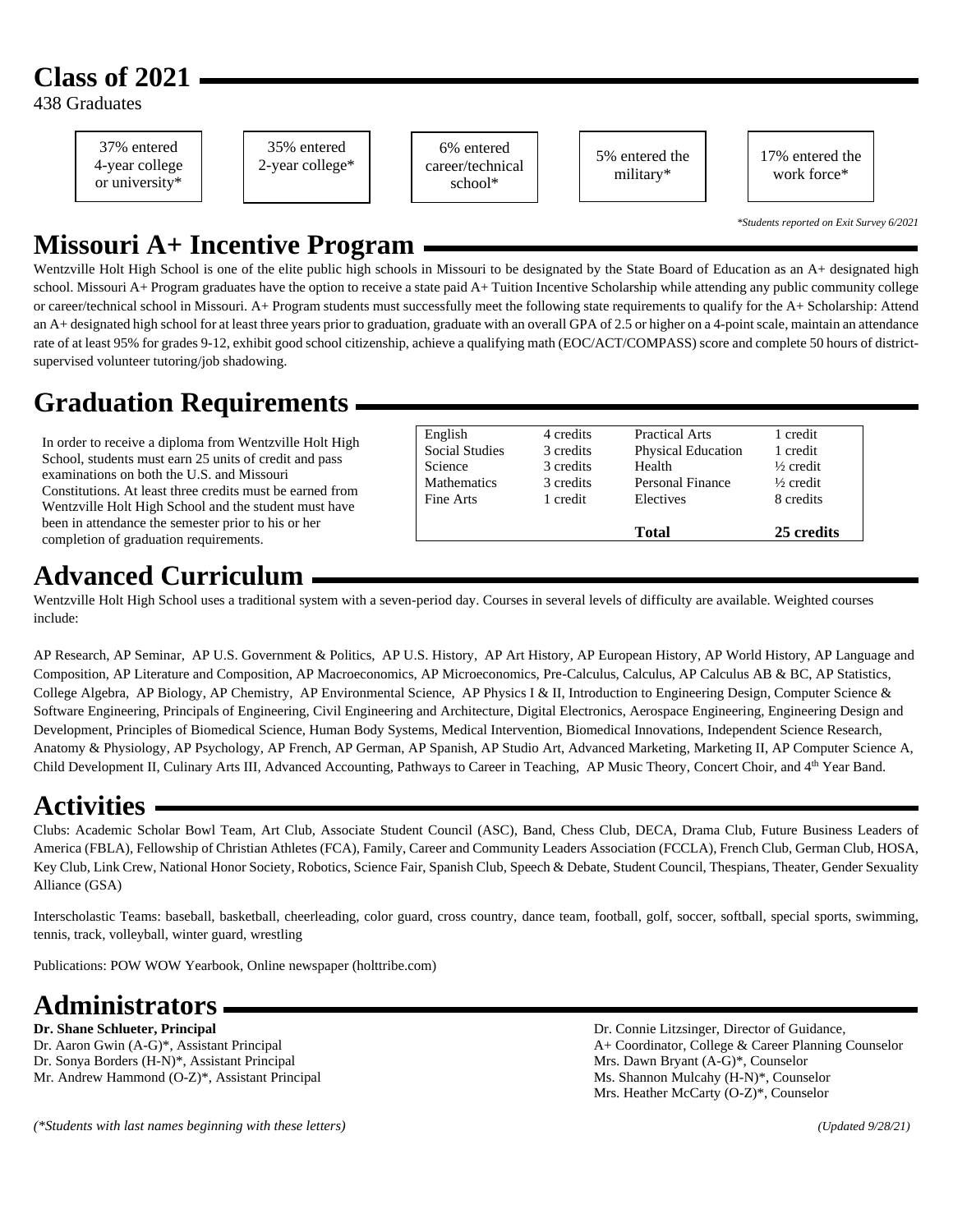## Class of 2021

438 Graduates

| | | | | |
|---|---|---|---|---|
| 37% entered 4-year college or university* | 35% entered 2-year college* | 6% entered career/technical school* | 5% entered the military* | 17% entered the work force* |

*\*Students reported on Exit Survey 6/2021*

## Missouri A+ Incentive Program

Wentzville Holt High School is one of the elite public high schools in Missouri to be designated by the State Board of Education as an A+ designated high school. Missouri A+ Program graduates have the option to receive a state paid A+ Tuition Incentive Scholarship while attending any public community college or career/technical school in Missouri. A+ Program students must successfully meet the following state requirements to qualify for the A+ Scholarship: Attend an A+ designated high school for at least three years prior to graduation, graduate with an overall GPA of 2.5 or higher on a 4-point scale, maintain an attendance rate of at least 95% for grades 9-12, exhibit good school citizenship, achieve a qualifying math (EOC/ACT/COMPASS) score and complete 50 hours of district-supervised volunteer tutoring/job shadowing.

## Graduation Requirements

In order to receive a diploma from Wentzville Holt High School, students must earn 25 units of credit and pass examinations on both the U.S. and Missouri Constitutions. At least three credits must be earned from Wentzville Holt High School and the student must have been in attendance the semester prior to his or her completion of graduation requirements.

| | | | |
|---|---|---|---|
| English | 4 credits | Practical Arts | 1 credit |
| Social Studies | 3 credits | Physical Education | 1 credit |
| Science | 3 credits | Health | ½ credit |
| Mathematics | 3 credits | Personal Finance | ½ credit |
| Fine Arts | 1 credit | Electives | 8 credits |
| | | **Total** | **25 credits** |

## Advanced Curriculum

Wentzville Holt High School uses a traditional system with a seven-period day. Courses in several levels of difficulty are available. Weighted courses include:

AP Research, AP Seminar, AP U.S. Government & Politics, AP U.S. History, AP Art History, AP European History, AP World History, AP Language and Composition, AP Literature and Composition, AP Macroeconomics, AP Microeconomics, Pre-Calculus, Calculus, AP Calculus AB & BC, AP Statistics, College Algebra, AP Biology, AP Chemistry, AP Environmental Science, AP Physics I & II, Introduction to Engineering Design, Computer Science & Software Engineering, Principals of Engineering, Civil Engineering and Architecture, Digital Electronics, Aerospace Engineering, Engineering Design and Development, Principles of Biomedical Science, Human Body Systems, Medical Intervention, Biomedical Innovations, Independent Science Research, Anatomy & Physiology, AP Psychology, AP French, AP German, AP Spanish, AP Studio Art, Advanced Marketing, Marketing II, AP Computer Science A, Child Development II, Culinary Arts III, Advanced Accounting, Pathways to Career in Teaching, AP Music Theory, Concert Choir, and 4th Year Band.

## Activities

Clubs: Academic Scholar Bowl Team, Art Club, Associate Student Council (ASC), Band, Chess Club, DECA, Drama Club, Future Business Leaders of America (FBLA), Fellowship of Christian Athletes (FCA), Family, Career and Community Leaders Association (FCCLA), French Club, German Club, HOSA, Key Club, Link Crew, National Honor Society, Robotics, Science Fair, Spanish Club, Speech & Debate, Student Council, Thespians, Theater, Gender Sexuality Alliance (GSA)

Interscholastic Teams: baseball, basketball, cheerleading, color guard, cross country, dance team, football, golf, soccer, softball, special sports, swimming, tennis, track, volleyball, winter guard, wrestling

Publications: POW WOW Yearbook, Online newspaper (holttribe.com)

## Administrators

**Dr. Shane Schlueter, Principal**
Dr. Aaron Gwin (A-G)*, Assistant Principal
Dr. Sonya Borders (H-N)*, Assistant Principal
Mr. Andrew Hammond (O-Z)*, Assistant Principal

Dr. Connie Litzsinger, Director of Guidance,
A+ Coordinator, College & Career Planning Counselor
Mrs. Dawn Bryant (A-G)*, Counselor
Ms. Shannon Mulcahy (H-N)*, Counselor
Mrs. Heather McCarty (O-Z)*, Counselor

*(\*Students with last names beginning with these letters)*

*(Updated 9/28/21)*